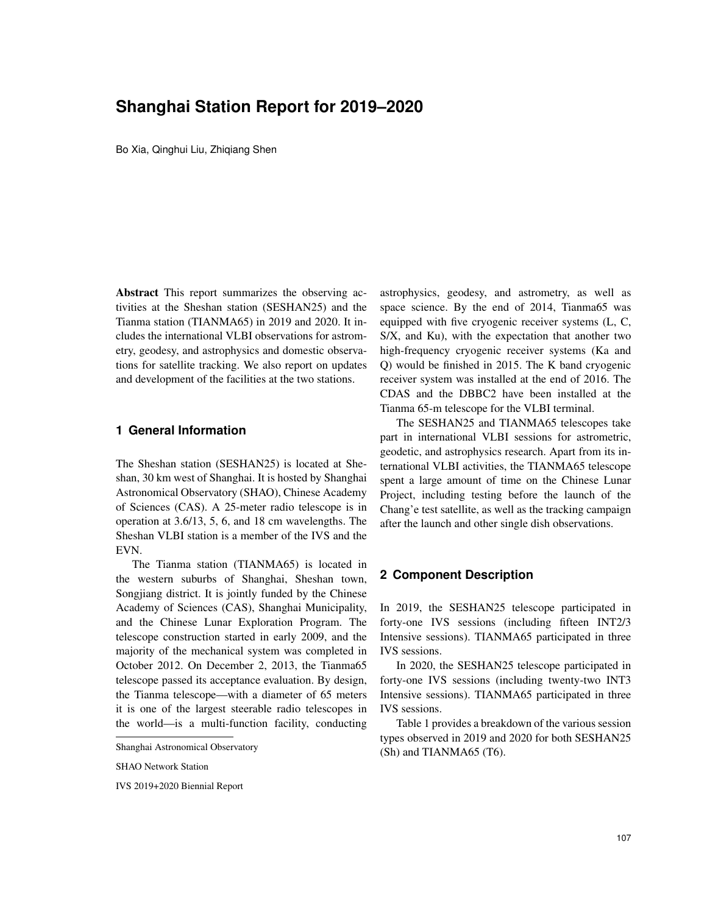# Shanghai Station Report for 2019–2020

Bo Xia, Qinghui Liu, Zhiqiang Shen

**Abstract** This report summarizes the observing activities at the Sheshan station (SESHAN25) and the Tianma station (TIANMA65) in 2019 and 2020. It includes the international VLBI observations for astrometry, geodesy, and astrophysics and domestic observations for satellite tracking. We also report on updates and development of the facilities at the two stations.

## 1 General Information

The Sheshan station (SESHAN25) is located at Sheshan, 30 km west of Shanghai. It is hosted by Shanghai Astronomical Observatory (SHAO), Chinese Academy of Sciences (CAS). A 25-meter radio telescope is in operation at 3.6/13, 5, 6, and 18 cm wavelengths. The Sheshan VLBI station is a member of the IVS and the EVN.

The Tianma station (TIANMA65) is located in the western suburbs of Shanghai, Sheshan town, Songjiang district. It is jointly funded by the Chinese Academy of Sciences (CAS), Shanghai Municipality, and the Chinese Lunar Exploration Program. The telescope construction started in early 2009, and the majority of the mechanical system was completed in October 2012. On December 2, 2013, the Tianma65 telescope passed its acceptance evaluation. By design, the Tianma telescope—with a diameter of 65 meters it is one of the largest steerable radio telescopes in the world—is a multi-function facility, conducting astrophysics, geodesy, and astrometry, as well as space science. By the end of 2014, Tianma65 was equipped with five cryogenic receiver systems (L, C, S/X, and Ku), with the expectation that another two high-frequency cryogenic receiver systems (Ka and Q) would be finished in 2015. The K band cryogenic receiver system was installed at the end of 2016. The CDAS and the DBBC2 have been installed at the Tianma 65-m telescope for the VLBI terminal.

The SESHAN25 and TIANMA65 telescopes take part in international VLBI sessions for astrometric, geodetic, and astrophysics research. Apart from its international VLBI activities, the TIANMA65 telescope spent a large amount of time on the Chinese Lunar Project, including testing before the launch of the Chang'e test satellite, as well as the tracking campaign after the launch and other single dish observations.

Shanghai Astronomical Observatory

SHAO Network Station

IVS 2019+2020 Biennial Report

## 2 Component Description

In 2019, the SESHAN25 telescope participated in forty-one IVS sessions (including fifteen INT2/3 Intensive sessions). TIANMA65 participated in three IVS sessions.

In 2020, the SESHAN25 telescope participated in forty-one IVS sessions (including twenty-two INT3 Intensive sessions). TIANMA65 participated in three IVS sessions.

Table 1 provides a breakdown of the various session types observed in 2019 and 2020 for both SESHAN25 (Sh) and TIANMA65 (T6).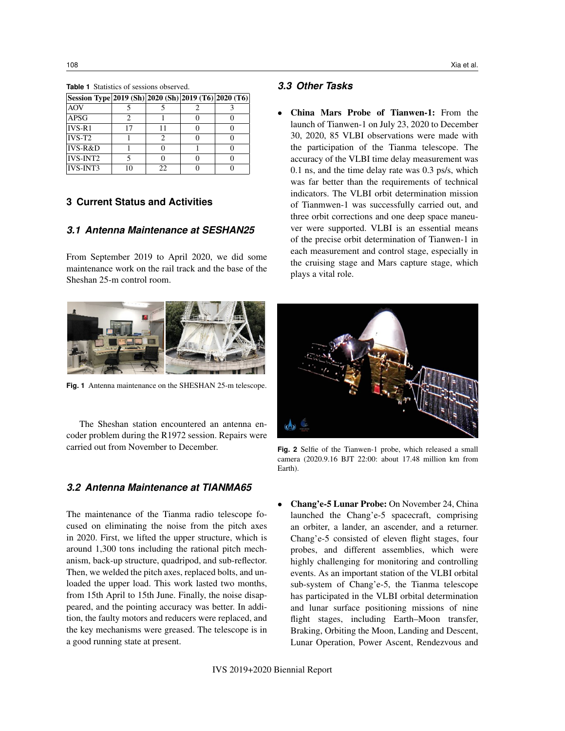**Table 1** Statistics of sessions observed.

| Session Type | 2019 (Sh) | 2020 (Sh) | 2019 (T6) | 2020 (T6) |
|---|---|---|---|---|
| AOV | 5 | 5 | 2 | 3 |
| APSG | 2 | 1 | 0 | 0 |
| IVS-R1 | 17 | 11 | 0 | 0 |
| IVS-T2 | 1 | 2 | 0 | 0 |
| IVS-R&D | 1 | 0 | 1 | 0 |
| IVS-INT2 | 5 | 0 | 0 | 0 |
| IVS-INT3 | 10 | 22 | 0 | 0 |

## 3 Current Status and Activities

### 3.1 Antenna Maintenance at SESHAN25

From September 2019 to April 2020, we did some maintenance work on the rail track and the base of the Sheshan 25-m control room.

**Fig. 1** Antenna maintenance on the SHESHAN 25-m telescope.

The Sheshan station encountered an antenna encoder problem during the R1972 session. Repairs were carried out from November to December.

### 3.2 Antenna Maintenance at TIANMA65

The maintenance of the Tianma radio telescope focused on eliminating the noise from the pitch axes in 2020. First, we lifted the upper structure, which is around 1,300 tons including the rational pitch mechanism, back-up structure, quadripod, and sub-reflector. Then, we welded the pitch axes, replaced bolts, and unloaded the upper load. This work lasted two months, from 15th April to 15th June. Finally, the noise disappeared, and the pointing accuracy was better. In addition, the faulty motors and reducers were replaced, and the key mechanisms were greased. The telescope is in a good running state at present.

### 3.3 Other Tasks

- **China Mars Probe of Tianwen-1:** From the launch of Tianwen-1 on July 23, 2020 to December 30, 2020, 85 VLBI observations were made with the participation of the Tianma telescope. The accuracy of the VLBI time delay measurement was 0.1 ns, and the time delay rate was 0.3 ps/s, which was far better than the requirements of technical indicators. The VLBI orbit determination mission of Tianmwen-1 was successfully carried out, and three orbit corrections and one deep space maneuver were supported. VLBI is an essential means of the precise orbit determination of Tianwen-1 in each measurement and control stage, especially in the cruising stage and Mars capture stage, which plays a vital role.

**Fig. 2** Selfie of the Tianwen-1 probe, which released a small camera (2020.9.16 BJT 22:00: about 17.48 million km from Earth).

- **Chang'e-5 Lunar Probe:** On November 24, China launched the Chang'e-5 spacecraft, comprising an orbiter, a lander, an ascender, and a returner. Chang'e-5 consisted of eleven flight stages, four probes, and different assemblies, which were highly challenging for monitoring and controlling events. As an important station of the VLBI orbital sub-system of Chang'e-5, the Tianma telescope has participated in the VLBI orbital determination and lunar surface positioning missions of nine flight stages, including Earth–Moon transfer, Braking, Orbiting the Moon, Landing and Descent, Lunar Operation, Power Ascent, Rendezvous and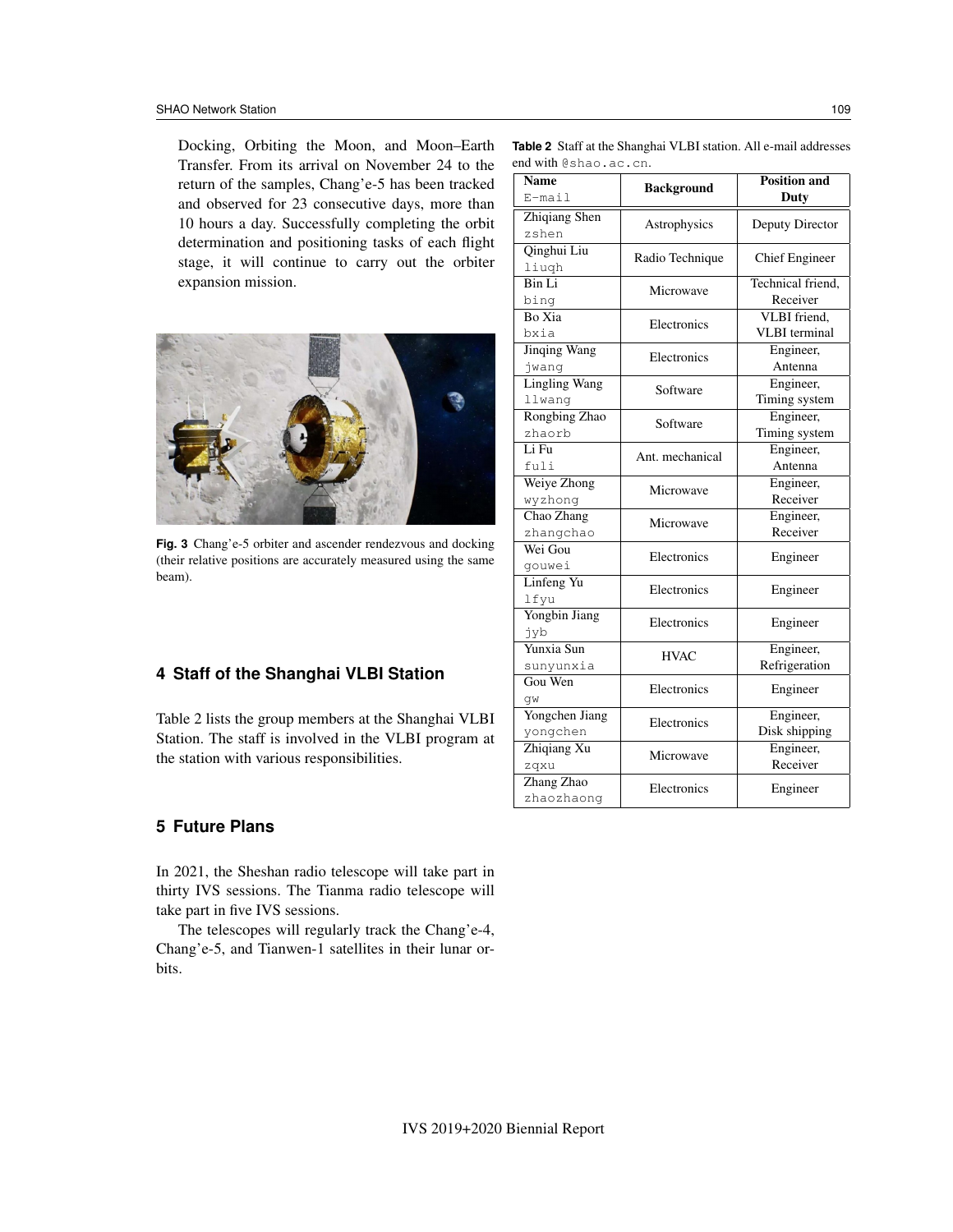Docking, Orbiting the Moon, and Moon–Earth Transfer. From its arrival on November 24 to the return of the samples, Chang'e-5 has been tracked and observed for 23 consecutive days, more than 10 hours a day. Successfully completing the orbit determination and positioning tasks of each flight stage, it will continue to carry out the orbiter expansion mission.

**Fig. 3** Chang'e-5 orbiter and ascender rendezvous and docking (their relative positions are accurately measured using the same beam).

## 4 Staff of the Shanghai VLBI Station

Table 2 lists the group members at the Shanghai VLBI Station. The staff is involved in the VLBI program at the station with various responsibilities.

**Table 2** Staff at the Shanghai VLBI station. All e-mail addresses end with `@shao.ac.cn`.

| Name E-mail | Background | Position and Duty |
|---|---|---|
| Zhiqiang Shen `zshen` | Astrophysics | Deputy Director |
| Qinghui Liu `liuqh` | Radio Technique | Chief Engineer |
| Bin Li `bing` | Microwave | Technical friend, Receiver |
| Bo Xia `bxia` | Electronics | VLBI friend, VLBI terminal |
| Jinqing Wang `jwang` | Electronics | Engineer, Antenna |
| Lingling Wang `llwang` | Software | Engineer, Timing system |
| Rongbing Zhao `zhaorb` | Software | Engineer, Timing system |
| Li Fu `fuli` | Ant. mechanical | Engineer, Antenna |
| Weiye Zhong `wyzhong` | Microwave | Engineer, Receiver |
| Chao Zhang `zhangchao` | Microwave | Engineer, Receiver |
| Wei Gou `gouwei` | Electronics | Engineer |
| Linfeng Yu `lfyu` | Electronics | Engineer |
| Yongbin Jiang `jyb` | Electronics | Engineer |
| Yunxia Sun `sunyunxia` | HVAC | Engineer, Refrigeration |
| Gou Wen `gw` | Electronics | Engineer |
| Yongchen Jiang `yongchen` | Electronics | Engineer, Disk shipping |
| Zhiqiang Xu `zqxu` | Microwave | Engineer, Receiver |
| Zhang Zhao `zhaozhaong` | Electronics | Engineer |

## 5 Future Plans

In 2021, the Sheshan radio telescope will take part in thirty IVS sessions. The Tianma radio telescope will take part in five IVS sessions.

The telescopes will regularly track the Chang'e-4, Chang'e-5, and Tianwen-1 satellites in their lunar orbits.